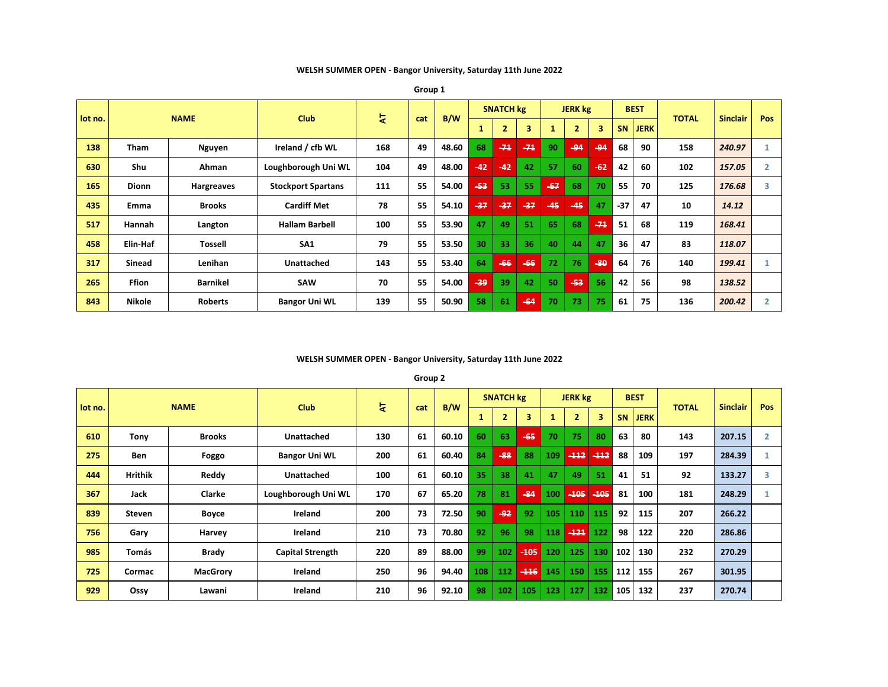**WELSH SUMMER OPEN - Bangor University, Saturday 11th June 2022**

**Group 1**

| lot no. | NAME | | Club | AT | cat | B/W | SNATCH kg | | | JERK kg | | | BEST | | TOTAL | Sinclair | Pos |
|---|---|---|---|---|---|---|---|---|---|---|---|---|---|---|---|---|---|
| | | | | | | | 1 | 2 | 3 | 1 | 2 | 3 | SN | JERK | | | |
| 138 | Tham | Nguyen | Ireland / cfb WL | 168 | 49 | 48.60 | 68 | -71 | -71 | 90 | -94 | -94 | 68 | 90 | 158 | *240.97* | 1 |
| 630 | Shu | Ahman | Loughborough Uni WL | 104 | 49 | 48.00 | -42 | -42 | 42 | 57 | 60 | -62 | 42 | 60 | 102 | *157.05* | 2 |
| 165 | Dionn | Hargreaves | Stockport Spartans | 111 | 55 | 54.00 | -53 | 53 | 55 | -67 | 68 | 70 | 55 | 70 | 125 | *176.68* | 3 |
| 435 | Emma | Brooks | Cardiff Met | 78 | 55 | 54.10 | -37 | -37 | -37 | -45 | -45 | 47 | -37 | 47 | 10 | *14.12* | |
| 517 | Hannah | Langton | Hallam Barbell | 100 | 55 | 53.90 | 47 | 49 | 51 | 65 | 68 | -71 | 51 | 68 | 119 | *168.41* | |
| 458 | Elin-Haf | Tossell | SA1 | 79 | 55 | 53.50 | 30 | 33 | 36 | 40 | 44 | 47 | 36 | 47 | 83 | *118.07* | |
| 317 | Sinead | Lenihan | Unattached | 143 | 55 | 53.40 | 64 | -66 | -66 | 72 | 76 | -80 | 64 | 76 | 140 | *199.41* | 1 |
| 265 | Ffion | Barnikel | SAW | 70 | 55 | 54.00 | -39 | 39 | 42 | 50 | -53 | 56 | 42 | 56 | 98 | *138.52* | |
| 843 | Nikole | Roberts | Bangor Uni WL | 139 | 55 | 50.90 | 58 | 61 | -64 | 70 | 73 | 75 | 61 | 75 | 136 | *200.42* | 2 |

**WELSH SUMMER OPEN - Bangor University, Saturday 11th June 2022**

**Group 2**

| lot no. | NAME | | Club | AT | cat | B/W | SNATCH kg | | | JERK kg | | | BEST | | TOTAL | Sinclair | Pos |
|---|---|---|---|---|---|---|---|---|---|---|---|---|---|---|---|---|---|
| | | | | | | | 1 | 2 | 3 | 1 | 2 | 3 | SN | JERK | | | |
| 610 | Tony | Brooks | Unattached | 130 | 61 | 60.10 | 60 | 63 | -65 | 70 | 75 | 80 | 63 | 80 | 143 | 207.15 | 2 |
| 275 | Ben | Foggo | Bangor Uni WL | 200 | 61 | 60.40 | 84 | -88 | 88 | 109 | -112 | -112 | 88 | 109 | 197 | 284.39 | 1 |
| 444 | Hrithik | Reddy | Unattached | 100 | 61 | 60.10 | 35 | 38 | 41 | 47 | 49 | 51 | 41 | 51 | 92 | 133.27 | 3 |
| 367 | Jack | Clarke | Loughborough Uni WL | 170 | 67 | 65.20 | 78 | 81 | -84 | 100 | -105 | -105 | 81 | 100 | 181 | 248.29 | 1 |
| 839 | Steven | Boyce | Ireland | 200 | 73 | 72.50 | 90 | -92 | 92 | 105 | 110 | 115 | 92 | 115 | 207 | 266.22 | |
| 756 | Gary | Harvey | Ireland | 210 | 73 | 70.80 | 92 | 96 | 98 | 118 | -121 | 122 | 98 | 122 | 220 | 286.86 | |
| 985 | Tomás | Brady | Capital Strength | 220 | 89 | 88.00 | 99 | 102 | -105 | 120 | 125 | 130 | 102 | 130 | 232 | 270.29 | |
| 725 | Cormac | MacGrory | Ireland | 250 | 96 | 94.40 | 108 | 112 | -116 | 145 | 150 | 155 | 112 | 155 | 267 | 301.95 | |
| 929 | Ossy | Lawani | Ireland | 210 | 96 | 92.10 | 98 | 102 | 105 | 123 | 127 | 132 | 105 | 132 | 237 | 270.74 | |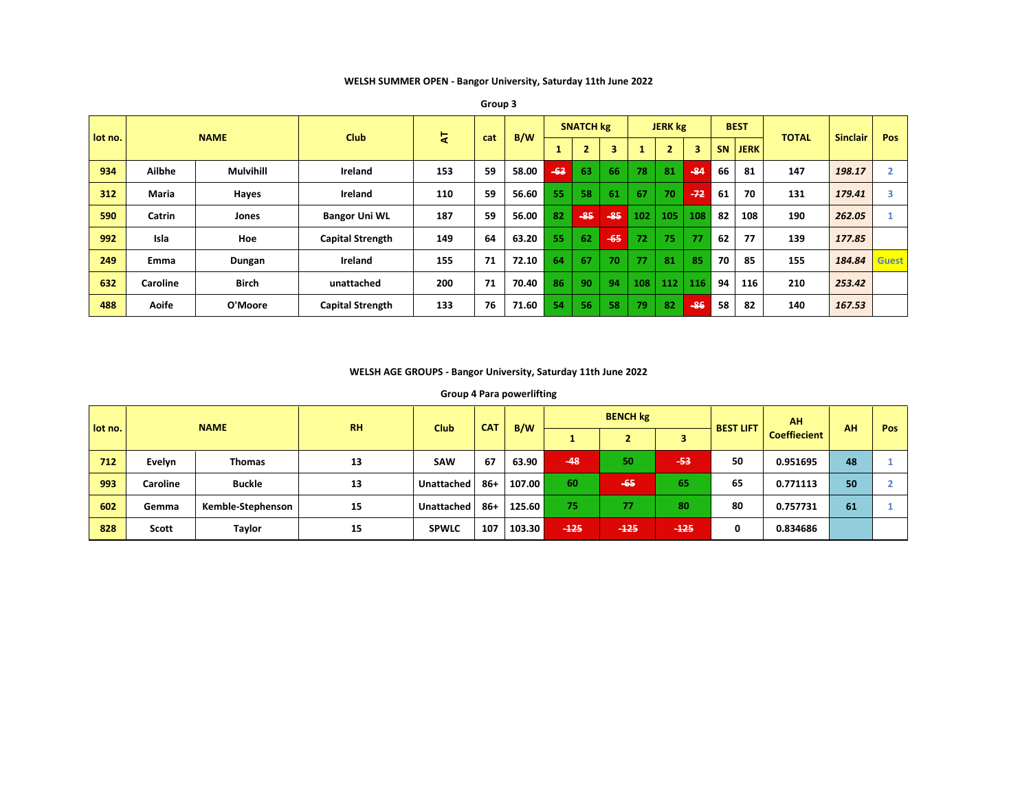**WELSH SUMMER OPEN - Bangor University, Saturday 11th June 2022**

**Group 3**

| lot no. | NAME | | Club | AT | cat | B/W | SNATCH kg | | | JERK kg | | | BEST | | TOTAL | Sinclair | Pos |
|---|---|---|---|---|---|---|---|---|---|---|---|---|---|---|---|---|---|
| | | | | | | | 1 | 2 | 3 | 1 | 2 | 3 | SN | JERK | | | |
| 934 | Ailbhe | Mulvihill | Ireland | 153 | 59 | 58.00 | -63 | 63 | 66 | 78 | 81 | -84 | 66 | 81 | 147 | *198.17* | 2 |
| 312 | Maria | Hayes | Ireland | 110 | 59 | 56.60 | 55 | 58 | 61 | 67 | 70 | -72 | 61 | 70 | 131 | *179.41* | 3 |
| 590 | Catrin | Jones | Bangor Uni WL | 187 | 59 | 56.00 | 82 | -85 | -85 | 102 | 105 | 108 | 82 | 108 | 190 | *262.05* | 1 |
| 992 | Isla | Hoe | Capital Strength | 149 | 64 | 63.20 | 55 | 62 | -65 | 72 | 75 | 77 | 62 | 77 | 139 | *177.85* | |
| 249 | Emma | Dungan | Ireland | 155 | 71 | 72.10 | 64 | 67 | 70 | 77 | 81 | 85 | 70 | 85 | 155 | *184.84* | Guest |
| 632 | Caroline | Birch | unattached | 200 | 71 | 70.40 | 86 | 90 | 94 | 108 | 112 | 116 | 94 | 116 | 210 | *253.42* | |
| 488 | Aoife | O'Moore | Capital Strength | 133 | 76 | 71.60 | 54 | 56 | 58 | 79 | 82 | -86 | 58 | 82 | 140 | *167.53* | |

**WELSH AGE GROUPS - Bangor University, Saturday 11th June 2022**

**Group 4 Para powerlifting**

| lot no. | NAME | | RH | Club | CAT | B/W | BENCH kg | | | BEST LIFT | AH Coeffiecient | AH | Pos |
|---|---|---|---|---|---|---|---|---|---|---|---|---|---|
| | | | | | | | 1 | 2 | 3 | | | | |
| 712 | Evelyn | Thomas | 13 | SAW | 67 | 63.90 | -48 | 50 | -53 | 50 | 0.951695 | 48 | 1 |
| 993 | Caroline | Buckle | 13 | Unattached | 86+ | 107.00 | 60 | -65 | 65 | 65 | 0.771113 | 50 | 2 |
| 602 | Gemma | Kemble-Stephenson | 15 | Unattached | 86+ | 125.60 | 75 | 77 | 80 | 80 | 0.757731 | 61 | 1 |
| 828 | Scott | Taylor | 15 | SPWLC | 107 | 103.30 | -125 | -125 | -125 | 0 | 0.834686 | | |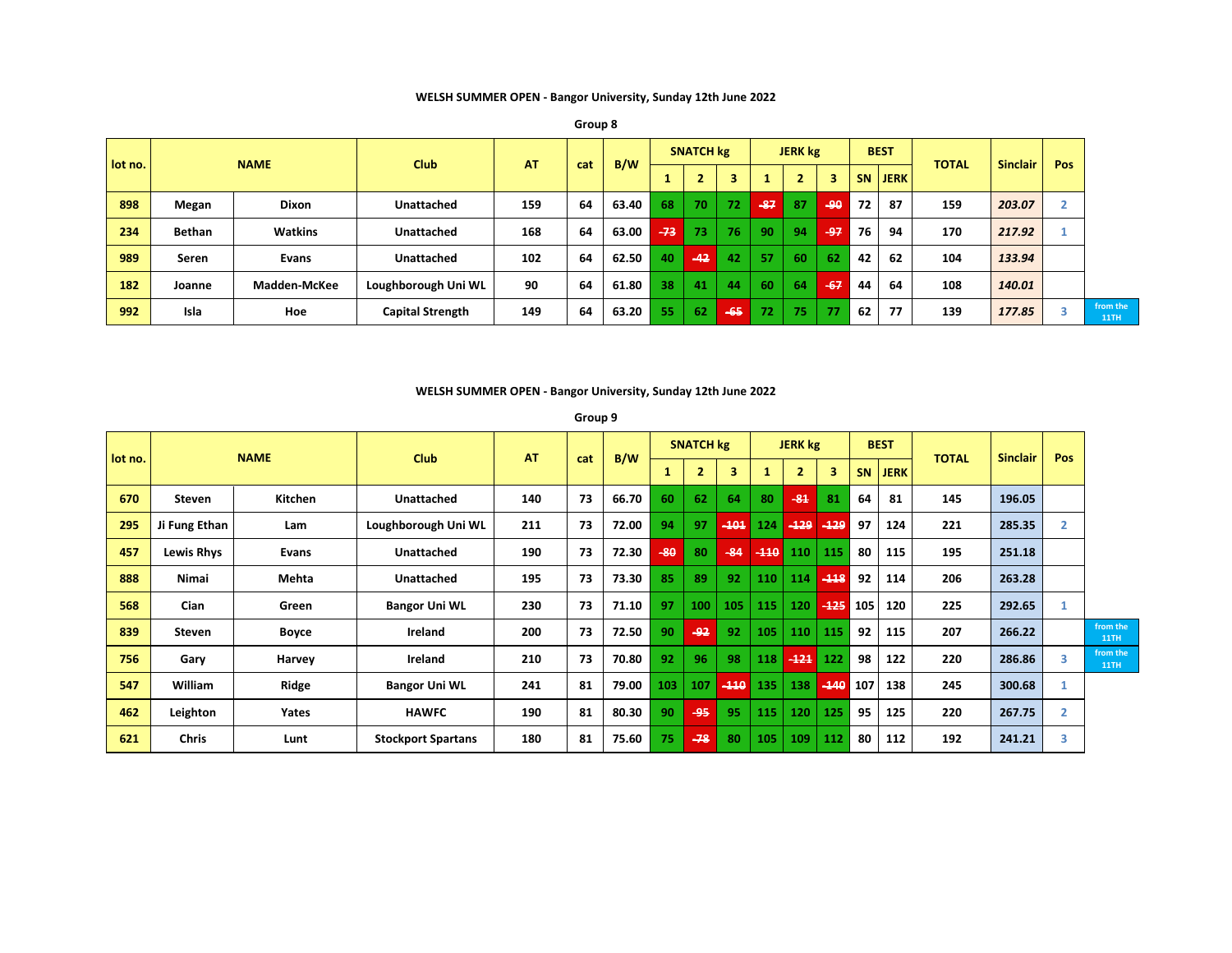**WELSH SUMMER OPEN - Bangor University, Sunday 12th June 2022**

**Group 8**

| lot no. | NAME | | Club | AT | cat | B/W | SNATCH kg | | | JERK kg | | | BEST | | TOTAL | Sinclair | Pos | |
|---|---|---|---|---|---|---|---|---|---|---|---|---|---|---|---|---|---|---|
| | | | | | | | 1 | 2 | 3 | 1 | 2 | 3 | SN | JERK | | | | |
| 898 | Megan | Dixon | Unattached | 159 | 64 | 63.40 | 68 | 70 | 72 | ~~87~~ | 87 | ~~90~~ | 72 | 87 | 159 | *203.07* | 2 | |
| 234 | Bethan | Watkins | Unattached | 168 | 64 | 63.00 | ~~73~~ | 73 | 76 | 90 | 94 | ~~97~~ | 76 | 94 | 170 | *217.92* | 1 | |
| 989 | Seren | Evans | Unattached | 102 | 64 | 62.50 | 40 | ~~42~~ | 42 | 57 | 60 | 62 | 42 | 62 | 104 | *133.94* | | |
| 182 | Joanne | Madden-McKee | Loughborough Uni WL | 90 | 64 | 61.80 | 38 | 41 | 44 | 60 | 64 | ~~67~~ | 44 | 64 | 108 | *140.01* | | |
| 992 | Isla | Hoe | Capital Strength | 149 | 64 | 63.20 | 55 | 62 | ~~65~~ | 72 | 75 | 77 | 62 | 77 | 139 | *177.85* | 3 | from the 11TH |

**WELSH SUMMER OPEN - Bangor University, Sunday 12th June 2022**

**Group 9**

| lot no. | NAME | | Club | AT | cat | B/W | SNATCH kg | | | JERK kg | | | BEST | | TOTAL | Sinclair | Pos | |
|---|---|---|---|---|---|---|---|---|---|---|---|---|---|---|---|---|---|---|
| | | | | | | | 1 | 2 | 3 | 1 | 2 | 3 | SN | JERK | | | | |
| 670 | Steven | Kitchen | Unattached | 140 | 73 | 66.70 | 60 | 62 | 64 | 80 | ~~81~~ | 81 | 64 | 81 | 145 | 196.05 | | |
| 295 | Ji Fung Ethan | Lam | Loughborough Uni WL | 211 | 73 | 72.00 | 94 | 97 | ~~101~~ | 124 | ~~129~~ | ~~129~~ | 97 | 124 | 221 | 285.35 | 2 | |
| 457 | Lewis Rhys | Evans | Unattached | 190 | 73 | 72.30 | ~~80~~ | 80 | ~~84~~ | ~~110~~ | 110 | 115 | 80 | 115 | 195 | 251.18 | | |
| 888 | Nimai | Mehta | Unattached | 195 | 73 | 73.30 | 85 | 89 | 92 | 110 | 114 | ~~118~~ | 92 | 114 | 206 | 263.28 | | |
| 568 | Cian | Green | Bangor Uni WL | 230 | 73 | 71.10 | 97 | 100 | 105 | 115 | 120 | ~~125~~ | 105 | 120 | 225 | 292.65 | 1 | |
| 839 | Steven | Boyce | Ireland | 200 | 73 | 72.50 | 90 | ~~92~~ | 92 | 105 | 110 | 115 | 92 | 115 | 207 | 266.22 | | from the 11TH |
| 756 | Gary | Harvey | Ireland | 210 | 73 | 70.80 | 92 | 96 | 98 | 118 | ~~121~~ | 122 | 98 | 122 | 220 | 286.86 | 3 | from the 11TH |
| 547 | William | Ridge | Bangor Uni WL | 241 | 81 | 79.00 | 103 | 107 | ~~110~~ | 135 | 138 | ~~140~~ | 107 | 138 | 245 | 300.68 | 1 | |
| 462 | Leighton | Yates | HAWFC | 190 | 81 | 80.30 | 90 | ~~95~~ | 95 | 115 | 120 | 125 | 95 | 125 | 220 | 267.75 | 2 | |
| 621 | Chris | Lunt | Stockport Spartans | 180 | 81 | 75.60 | 75 | ~~78~~ | 80 | 105 | 109 | 112 | 80 | 112 | 192 | 241.21 | 3 | |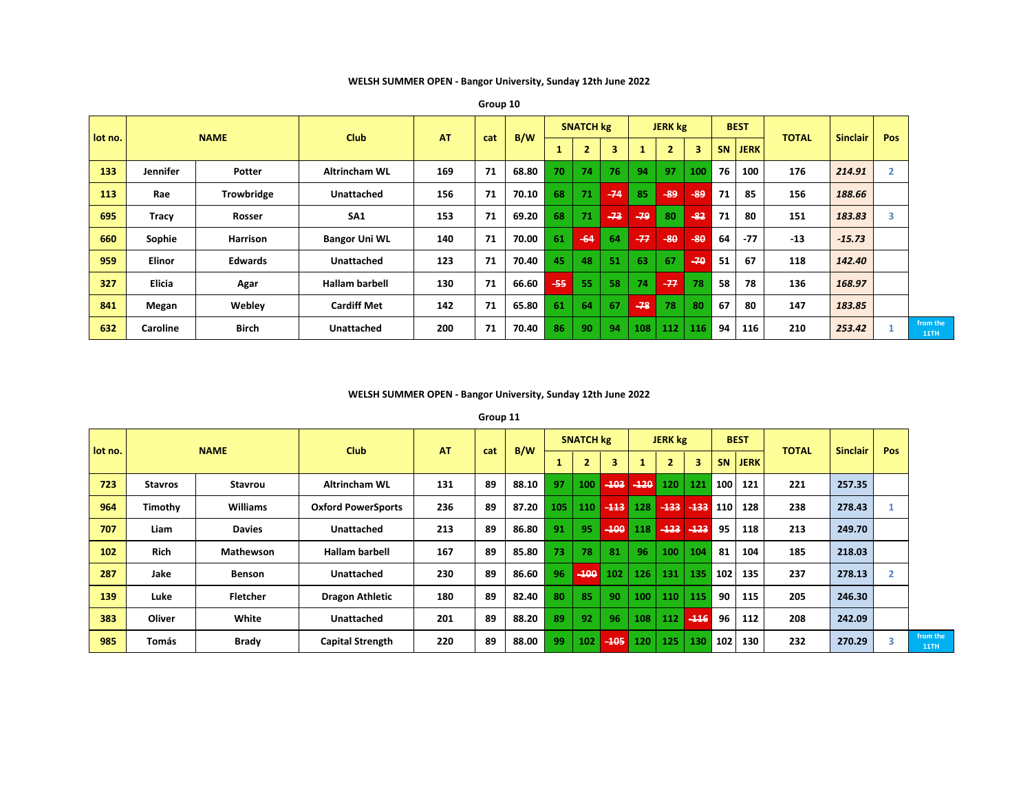### WELSH SUMMER OPEN - Bangor University, Sunday 12th June 2022

Group 10

| lot no. | NAME | | Club | AT | cat | B/W | SNATCH kg | | | JERK kg | | | BEST | | TOTAL | Sinclair | Pos | |
|---|---|---|---|---|---|---|---|---|---|---|---|---|---|---|---|---|---|---|
| | | | | | | | 1 | 2 | 3 | 1 | 2 | 3 | SN | JERK | | | | |
| 133 | Jennifer | Potter | Altrincham WL | 169 | 71 | 68.80 | 70 | 74 | 76 | 94 | 97 | 100 | 76 | 100 | 176 | 214.91 | 2 | |
| 113 | Rae | Trowbridge | Unattached | 156 | 71 | 70.10 | 68 | 71 | ~~-74~~ | 85 | ~~-89~~ | ~~-89~~ | 71 | 85 | 156 | 188.66 | | |
| 695 | Tracy | Rosser | SA1 | 153 | 71 | 69.20 | 68 | 71 | ~~-73~~ | ~~-79~~ | 80 | ~~-82~~ | 71 | 80 | 151 | 183.83 | 3 | |
| 660 | Sophie | Harrison | Bangor Uni WL | 140 | 71 | 70.00 | 61 | ~~-64~~ | 64 | ~~-77~~ | ~~-80~~ | ~~-80~~ | 64 | -77 | -13 | -15.73 | | |
| 959 | Elinor | Edwards | Unattached | 123 | 71 | 70.40 | 45 | 48 | 51 | 63 | 67 | ~~-70~~ | 51 | 67 | 118 | 142.40 | | |
| 327 | Elicia | Agar | Hallam barbell | 130 | 71 | 66.60 | ~~-55~~ | 55 | 58 | 74 | ~~-77~~ | 78 | 58 | 78 | 136 | 168.97 | | |
| 841 | Megan | Webley | Cardiff Met | 142 | 71 | 65.80 | 61 | 64 | 67 | ~~-78~~ | 78 | 80 | 67 | 80 | 147 | 183.85 | | |
| 632 | Caroline | Birch | Unattached | 200 | 71 | 70.40 | 86 | 90 | 94 | 108 | 112 | 116 | 94 | 116 | 210 | 253.42 | 1 | from the 11TH |

### WELSH SUMMER OPEN - Bangor University, Sunday 12th June 2022

Group 11

| lot no. | NAME | | Club | AT | cat | B/W | SNATCH kg | | | JERK kg | | | BEST | | TOTAL | Sinclair | Pos | |
|---|---|---|---|---|---|---|---|---|---|---|---|---|---|---|---|---|---|---|
| | | | | | | | 1 | 2 | 3 | 1 | 2 | 3 | SN | JERK | | | | |
| 723 | Stavros | Stavrou | Altrincham WL | 131 | 89 | 88.10 | 97 | 100 | ~~-103~~ | ~~-120~~ | 120 | 121 | 100 | 121 | 221 | 257.35 | | |
| 964 | Timothy | Williams | Oxford PowerSports | 236 | 89 | 87.20 | 105 | 110 | ~~-113~~ | 128 | ~~-133~~ | ~~-133~~ | 110 | 128 | 238 | 278.43 | 1 | |
| 707 | Liam | Davies | Unattached | 213 | 89 | 86.80 | 91 | 95 | ~~-100~~ | 118 | ~~-123~~ | ~~-123~~ | 95 | 118 | 213 | 249.70 | | |
| 102 | Rich | Mathewson | Hallam barbell | 167 | 89 | 85.80 | 73 | 78 | 81 | 96 | 100 | 104 | 81 | 104 | 185 | 218.03 | | |
| 287 | Jake | Benson | Unattached | 230 | 89 | 86.60 | 96 | ~~-100~~ | 102 | 126 | 131 | 135 | 102 | 135 | 237 | 278.13 | 2 | |
| 139 | Luke | Fletcher | Dragon Athletic | 180 | 89 | 82.40 | 80 | 85 | 90 | 100 | 110 | 115 | 90 | 115 | 205 | 246.30 | | |
| 383 | Oliver | White | Unattached | 201 | 89 | 88.20 | 89 | 92 | 96 | 108 | 112 | ~~-116~~ | 96 | 112 | 208 | 242.09 | | |
| 985 | Tomás | Brady | Capital Strength | 220 | 89 | 88.00 | 99 | 102 | ~~-105~~ | 120 | 125 | 130 | 102 | 130 | 232 | 270.29 | 3 | from the 11TH |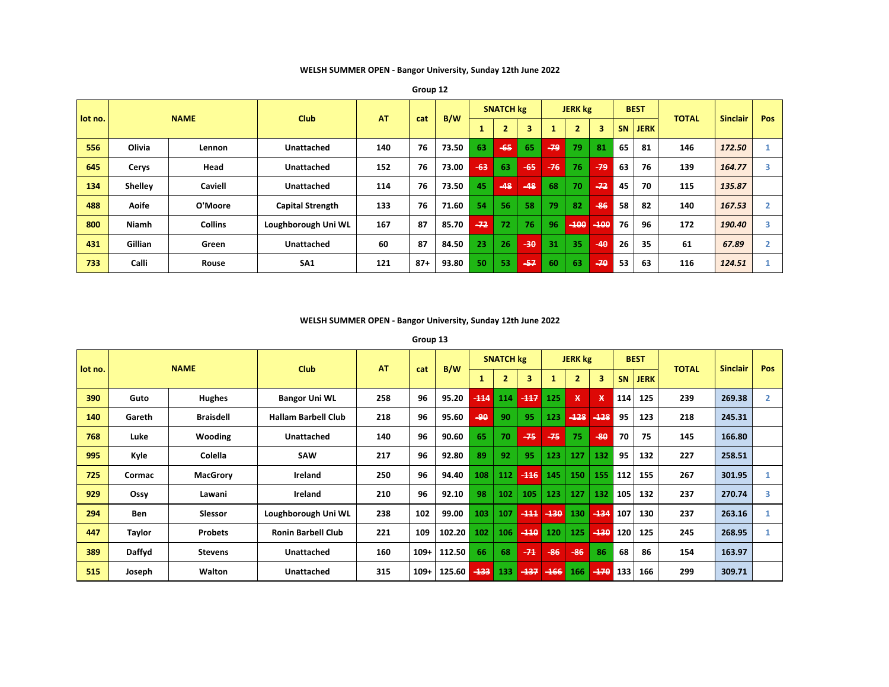WELSH SUMMER OPEN - Bangor University, Sunday 12th June 2022

Group 12

| lot no. | NAME | | Club | AT | cat | B/W | SNATCH kg | | | JERK kg | | | BEST | | TOTAL | Sinclair | Pos |
|---|---|---|---|---|---|---|---|---|---|---|---|---|---|---|---|---|---|
| | | | | | | | 1 | 2 | 3 | 1 | 2 | 3 | SN | JERK | | | |
| 556 | Olivia | Lennon | Unattached | 140 | 76 | 73.50 | 63 | -65 | 65 | -79 | 79 | 81 | 65 | 81 | 146 | *172.50* | 1 |
| 645 | Cerys | Head | Unattached | 152 | 76 | 73.00 | -63 | 63 | -65 | -76 | 76 | -79 | 63 | 76 | 139 | *164.77* | 3 |
| 134 | Shelley | Caviell | Unattached | 114 | 76 | 73.50 | 45 | -48 | -48 | 68 | 70 | -72 | 45 | 70 | 115 | *135.87* | |
| 488 | Aoife | O'Moore | Capital Strength | 133 | 76 | 71.60 | 54 | 56 | 58 | 79 | 82 | -86 | 58 | 82 | 140 | *167.53* | 2 |
| 800 | Niamh | Collins | Loughborough Uni WL | 167 | 87 | 85.70 | -72 | 72 | 76 | 96 | -100 | -100 | 76 | 96 | 172 | *190.40* | 3 |
| 431 | Gillian | Green | Unattached | 60 | 87 | 84.50 | 23 | 26 | -30 | 31 | 35 | -40 | 26 | 35 | 61 | *67.89* | 2 |
| 733 | Calli | Rouse | SA1 | 121 | 87+ | 93.80 | 50 | 53 | -57 | 60 | 63 | -70 | 53 | 63 | 116 | *124.51* | 1 |

WELSH SUMMER OPEN - Bangor University, Sunday 12th June 2022

Group 13

| lot no. | NAME | | Club | AT | cat | B/W | SNATCH kg | | | JERK kg | | | BEST | | TOTAL | Sinclair | Pos |
|---|---|---|---|---|---|---|---|---|---|---|---|---|---|---|---|---|---|
| | | | | | | | 1 | 2 | 3 | 1 | 2 | 3 | SN | JERK | | | |
| 390 | Guto | Hughes | Bangor Uni WL | 258 | 96 | 95.20 | -114 | 114 | -117 | 125 | X | X | 114 | 125 | 239 | 269.38 | 2 |
| 140 | Gareth | Braisdell | Hallam Barbell Club | 218 | 96 | 95.60 | -90 | 90 | 95 | 123 | -128 | -128 | 95 | 123 | 218 | 245.31 | |
| 768 | Luke | Wooding | Unattached | 140 | 96 | 90.60 | 65 | 70 | -75 | -75 | 75 | -80 | 70 | 75 | 145 | 166.80 | |
| 995 | Kyle | Colella | SAW | 217 | 96 | 92.80 | 89 | 92 | 95 | 123 | 127 | 132 | 95 | 132 | 227 | 258.51 | |
| 725 | Cormac | MacGrory | Ireland | 250 | 96 | 94.40 | 108 | 112 | -116 | 145 | 150 | 155 | 112 | 155 | 267 | 301.95 | 1 |
| 929 | Ossy | Lawani | Ireland | 210 | 96 | 92.10 | 98 | 102 | 105 | 123 | 127 | 132 | 105 | 132 | 237 | 270.74 | 3 |
| 294 | Ben | Slessor | Loughborough Uni WL | 238 | 102 | 99.00 | 103 | 107 | -111 | -130 | 130 | -134 | 107 | 130 | 237 | 263.16 | 1 |
| 447 | Taylor | Probets | Ronin Barbell Club | 221 | 109 | 102.20 | 102 | 106 | -110 | 120 | 125 | -130 | 120 | 125 | 245 | 268.95 | 1 |
| 389 | Daffyd | Stevens | Unattached | 160 | 109+ | 112.50 | 66 | 68 | -71 | -86 | -86 | 86 | 68 | 86 | 154 | 163.97 | |
| 515 | Joseph | Walton | Unattached | 315 | 109+ | 125.60 | -133 | 133 | -137 | -166 | 166 | -170 | 133 | 166 | 299 | 309.71 | |